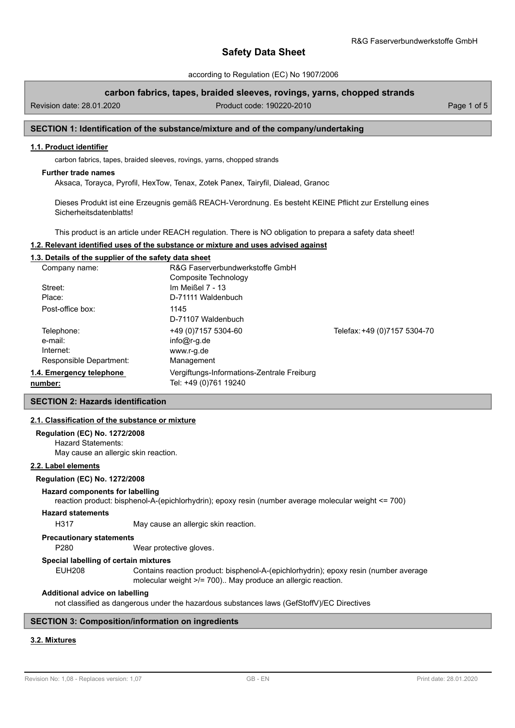# Safety Data Sheet

according to Regulation (EC) No 1907/2006

**carbon fabrics, tapes, braided sleeves, rovings, yarns, chopped strands**

Revision date: 28.01.2020 | Product code: 190220-2010

## SECTION 1: Identification of the substance/mixture and of the company/undertaking

### 1.1. Product identifier

carbon fabrics, tapes, braided sleeves, rovings, yarns, chopped strands

**Further trade names**

Aksaca, Torayca, Pyrofil, HexTow, Tenax, Zotek Panex, Tairyfil, Dialead, Granoc

Dieses Produkt ist eine Erzeugnis gemäß REACH-Verordnung. Es besteht KEINE Pflicht zur Erstellung eines Sicherheitsdatenblatts!

This product is an article under REACH regulation. There is NO obligation to prepara a safety data sheet!

### 1.2. Relevant identified uses of the substance or mixture and uses advised against

### 1.3. Details of the supplier of the safety data sheet

| | | |
|---|---|---|
| Company name: | R&G Faserverbundwerkstoffe GmbH<br>Composite Technology | |
| Street: | Im Meißel 7 - 13 | |
| Place: | D-71111 Waldenbuch | |
| Post-office box: | 1145<br>D-71107 Waldenbuch | |
| Telephone: | +49 (0)7157 5304-60 | Telefax: +49 (0)7157 5304-70 |
| e-mail: | info@r-g.de | |
| Internet: | www.r-g.de | |
| Responsible Department: | Management | |

**1.4. Emergency telephone number:** Vergiftungs-Informations-Zentrale Freiburg
Tel: +49 (0)761 19240

## SECTION 2: Hazards identification

### 2.1. Classification of the substance or mixture

**Regulation (EC) No. 1272/2008**

Hazard Statements:
May cause an allergic skin reaction.

### 2.2. Label elements

**Regulation (EC) No. 1272/2008**

**Hazard components for labelling**

reaction product: bisphenol-A-(epichlorhydrin); epoxy resin (number average molecular weight <= 700)

**Hazard statements**

H317 May cause an allergic skin reaction.

**Precautionary statements**

P280 Wear protective gloves.

**Special labelling of certain mixtures**

EUH208 Contains reaction product: bisphenol-A-(epichlorhydrin); epoxy resin (number average molecular weight >/= 700).. May produce an allergic reaction.

**Additional advice on labelling**

not classified as dangerous under the hazardous substances laws (GefStoffV)/EC Directives

## SECTION 3: Composition/information on ingredients

### 3.2. Mixtures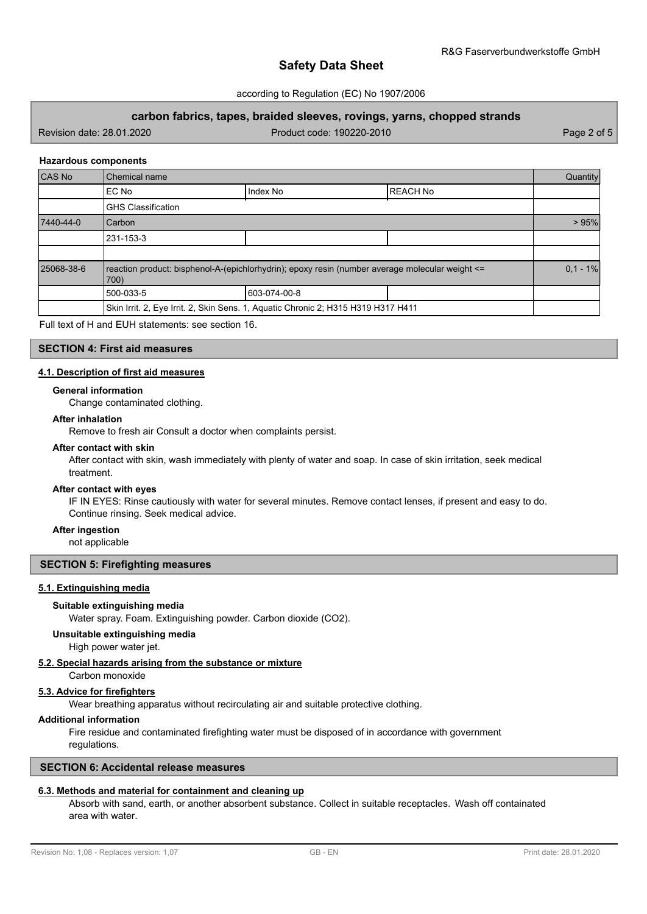### Hazardous components

| CAS No | Chemical name | | | Quantity |
|---|---|---|---|---|
| | EC No | Index No | REACH No | |
| | GHS Classification | | | |
| 7440-44-0 | Carbon | | | > 95% |
| | 231-153-3 | | | |
| | | | | |
| 25068-38-6 | reaction product: bisphenol-A-(epichlorhydrin); epoxy resin (number average molecular weight <= 700) | | | 0,1 - 1% |
| | 500-033-5 | 603-074-00-8 | | |
| | Skin Irrit. 2, Eye Irrit. 2, Skin Sens. 1, Aquatic Chronic 2; H315 H319 H317 H411 | | | |

Full text of H and EUH statements: see section 16.

## SECTION 4: First aid measures

### 4.1. Description of first aid measures

**General information**

Change contaminated clothing.

**After inhalation**

Remove to fresh air Consult a doctor when complaints persist.

**After contact with skin**

After contact with skin, wash immediately with plenty of water and soap. In case of skin irritation, seek medical treatment.

**After contact with eyes**

IF IN EYES: Rinse cautiously with water for several minutes. Remove contact lenses, if present and easy to do. Continue rinsing. Seek medical advice.

**After ingestion**

not applicable

## SECTION 5: Firefighting measures

### 5.1. Extinguishing media

**Suitable extinguishing media**

Water spray. Foam. Extinguishing powder. Carbon dioxide ($CO_2$).

**Unsuitable extinguishing media**

High power water jet.

### 5.2. Special hazards arising from the substance or mixture

Carbon monoxide

### 5.3. Advice for firefighters

Wear breathing apparatus without recirculating air and suitable protective clothing.

**Additional information**

Fire residue and contaminated firefighting water must be disposed of in accordance with government regulations.

## SECTION 6: Accidental release measures

### 6.3. Methods and material for containment and cleaning up

Absorb with sand, earth, or another absorbent substance. Collect in suitable receptacles. Wash off containated area with water.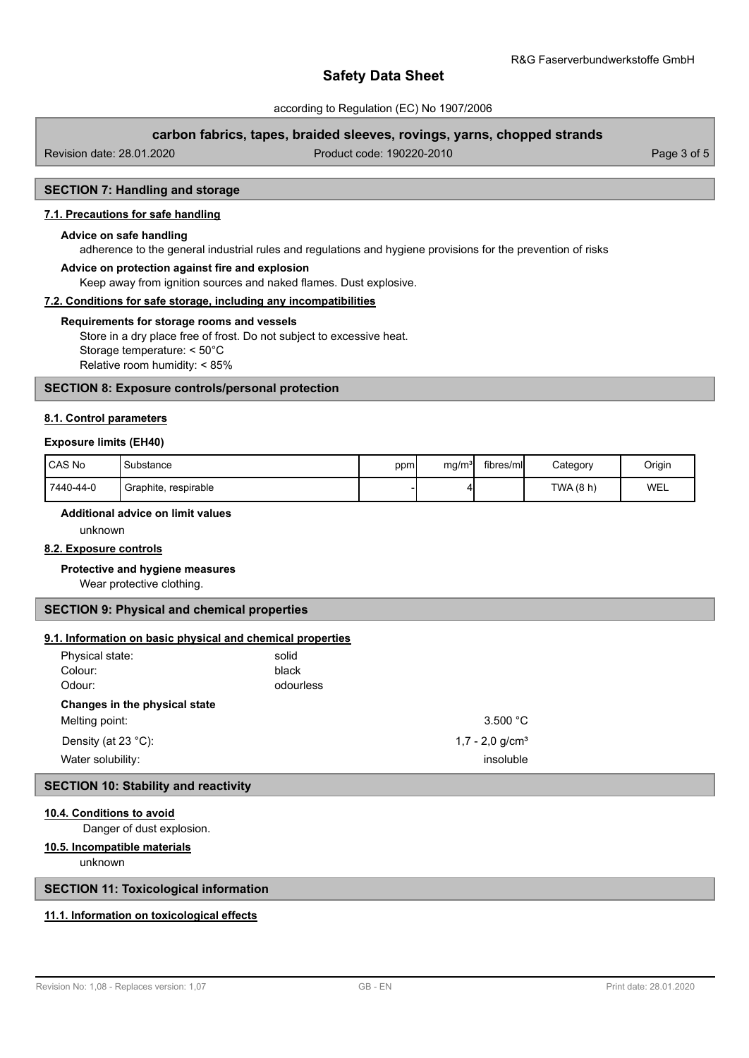## SECTION 7: Handling and storage

### 7.1. Precautions for safe handling

**Advice on safe handling**

adherence to the general industrial rules and regulations and hygiene provisions for the prevention of risks

**Advice on protection against fire and explosion**

Keep away from ignition sources and naked flames. Dust explosive.

### 7.2. Conditions for safe storage, including any incompatibilities

**Requirements for storage rooms and vessels**

Store in a dry place free of frost. Do not subject to excessive heat.
Storage temperature: < 50°C
Relative room humidity: < 85%

## SECTION 8: Exposure controls/personal protection

### 8.1. Control parameters

**Exposure limits (EH40)**

| CAS No | Substance | ppm | mg/m³ | fibres/ml | Category | Origin |
|---|---|---|---|---|---|---|
| 7440-44-0 | Graphite, respirable | - | 4 | | TWA (8 h) | WEL |

**Additional advice on limit values**

unknown

### 8.2. Exposure controls

**Protective and hygiene measures**

Wear protective clothing.

## SECTION 9: Physical and chemical properties

### 9.1. Information on basic physical and chemical properties

Physical state: solid
Colour: black
Odour: odourless

**Changes in the physical state**

Melting point: 3.500 °C

Density (at 23 °C): 1,7 - 2,0 g/cm³

Water solubility: insoluble

## SECTION 10: Stability and reactivity

### 10.4. Conditions to avoid

Danger of dust explosion.

### 10.5. Incompatible materials

unknown

## SECTION 11: Toxicological information

### 11.1. Information on toxicological effects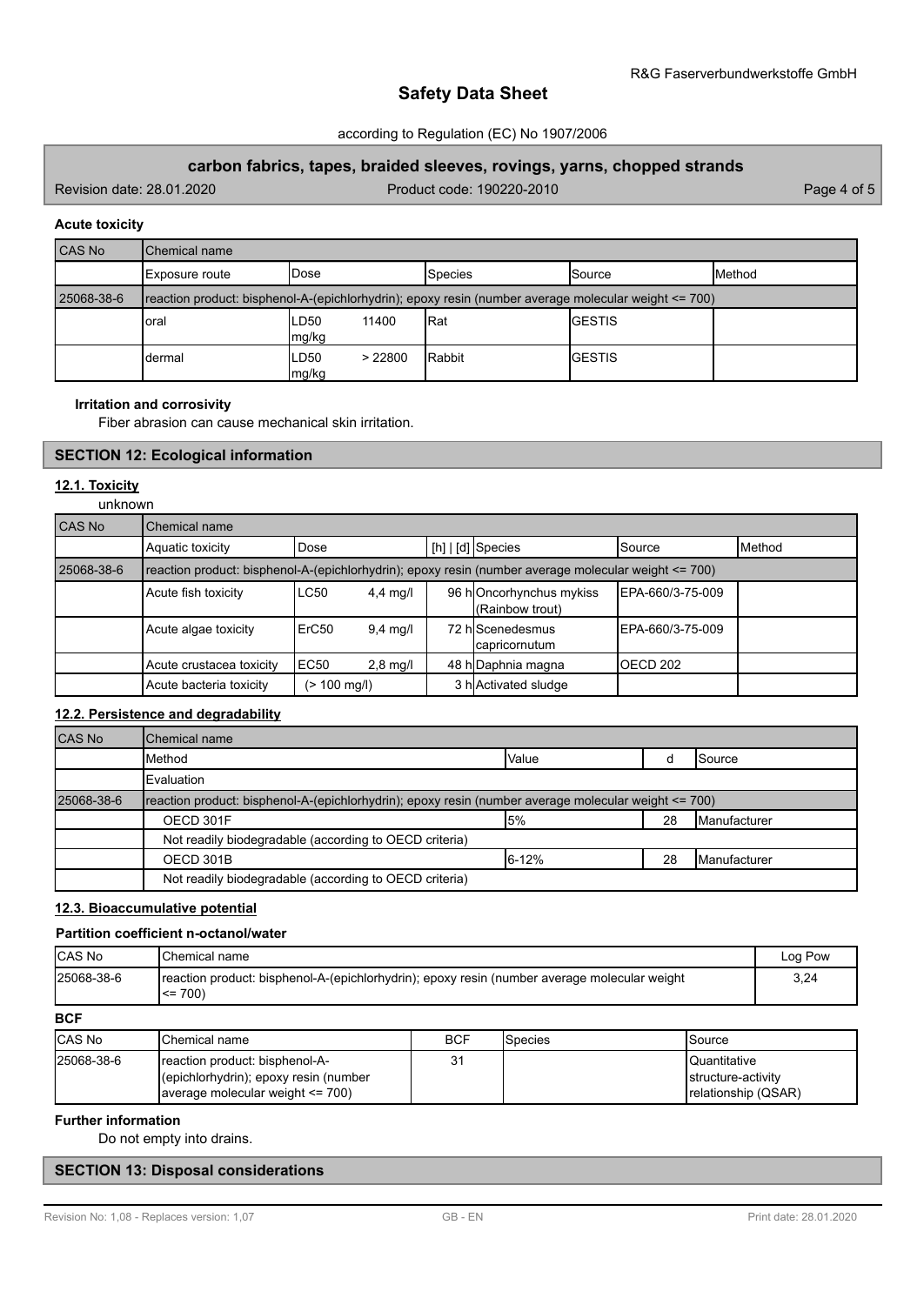### Acute toxicity

| CAS No | Chemical name | | | | |
|---|---|---|---|---|---|
| | Exposure route | Dose | Species | Source | Method |
| 25068-38-6 | reaction product: bisphenol-A-(epichlorhydrin); epoxy resin (number average molecular weight <= 700) | | | | |
| | oral | LD50 11400 mg/kg | Rat | GESTIS | |
| | dermal | LD50 > 22800 mg/kg | Rabbit | GESTIS | |

**Irritation and corrosivity**

Fiber abrasion can cause mechanical skin irritation.

## SECTION 12: Ecological information

### 12.1. Toxicity

unknown

| CAS No | Chemical name | | | | | |
|---|---|---|---|---|---|---|
| | Aquatic toxicity | Dose | [h] \| [d] | Species | Source | Method |
| 25068-38-6 | reaction product: bisphenol-A-(epichlorhydrin); epoxy resin (number average molecular weight <= 700) | | | | | |
| | Acute fish toxicity | LC50 4,4 mg/l | 96 h | Oncorhynchus mykiss (Rainbow trout) | EPA-660/3-75-009 | |
| | Acute algae toxicity | ErC50 9,4 mg/l | 72 h | Scenedesmus capricornutum | EPA-660/3-75-009 | |
| | Acute crustacea toxicity | EC50 2,8 mg/l | 48 h | Daphnia magna | OECD 202 | |
| | Acute bacteria toxicity | (> 100 mg/l) | 3 h | Activated sludge | | |

### 12.2. Persistence and degradability

| CAS No | Chemical name | | | |
|---|---|---|---|---|
| | Method | Value | d | Source |
| | Evaluation | | | |
| 25068-38-6 | reaction product: bisphenol-A-(epichlorhydrin); epoxy resin (number average molecular weight <= 700) | | | |
| | OECD 301F | 5% | 28 | Manufacturer |
| | Not readily biodegradable (according to OECD criteria) | | | |
| | OECD 301B | 6-12% | 28 | Manufacturer |
| | Not readily biodegradable (according to OECD criteria) | | | |

### 12.3. Bioaccumulative potential

**Partition coefficient n-octanol/water**

| CAS No | Chemical name | Log Pow |
|---|---|---|
| 25068-38-6 | reaction product: bisphenol-A-(epichlorhydrin); epoxy resin (number average molecular weight <= 700) | 3,24 |

**BCF**

| CAS No | Chemical name | BCF | Species | Source |
|---|---|---|---|---|
| 25068-38-6 | reaction product: bisphenol-A-(epichlorhydrin); epoxy resin (number average molecular weight <= 700) | 31 | | Quantitative structure-activity relationship (QSAR) |

**Further information**

Do not empty into drains.

## SECTION 13: Disposal considerations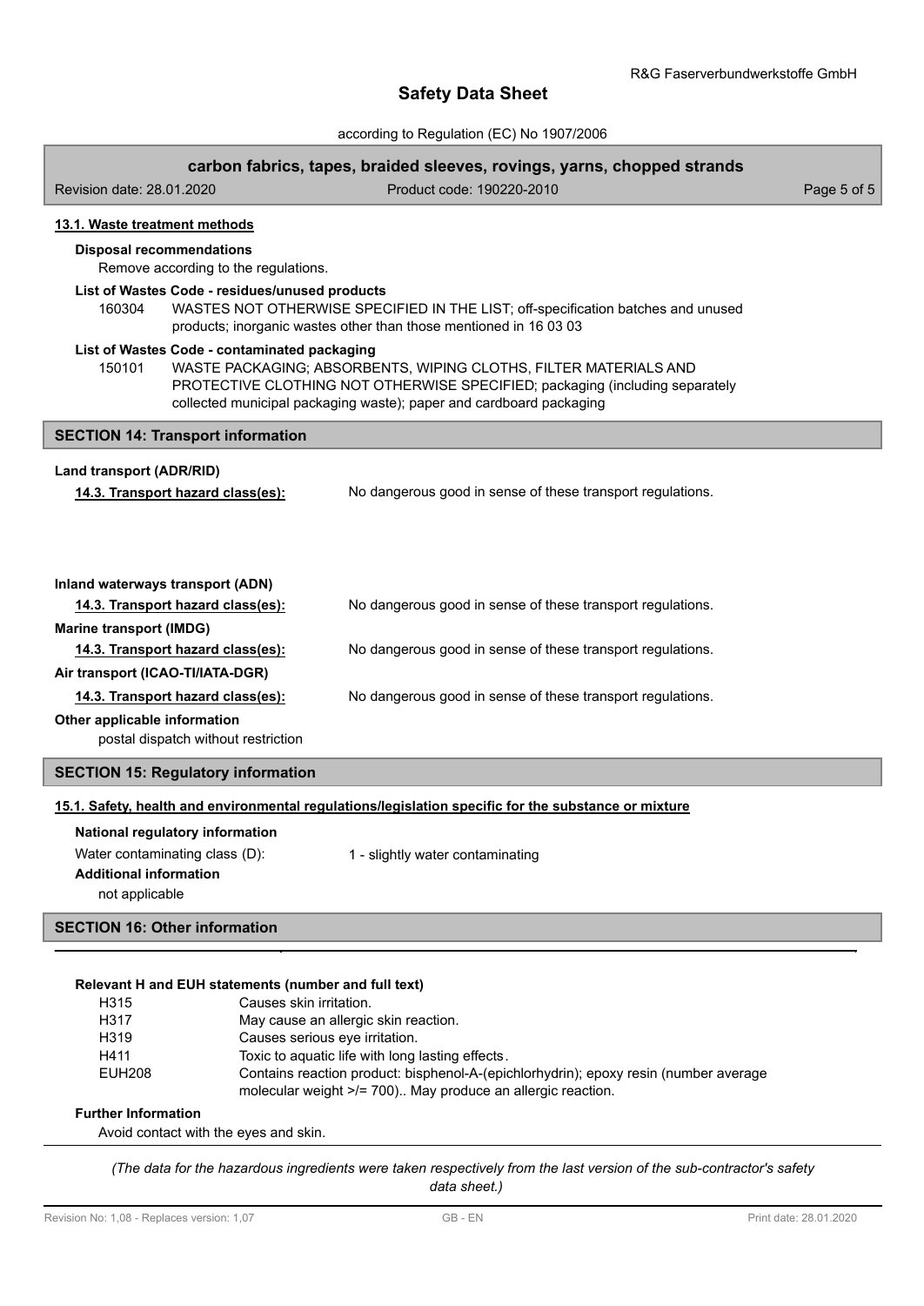#### 13.1. Waste treatment methods

**Disposal recommendations**

Remove according to the regulations.

**List of Wastes Code - residues/unused products**

160304 WASTES NOT OTHERWISE SPECIFIED IN THE LIST; off-specification batches and unused products; inorganic wastes other than those mentioned in 16 03 03

**List of Wastes Code - contaminated packaging**

150101 WASTE PACKAGING; ABSORBENTS, WIPING CLOTHS, FILTER MATERIALS AND PROTECTIVE CLOTHING NOT OTHERWISE SPECIFIED; packaging (including separately collected municipal packaging waste); paper and cardboard packaging

## SECTION 14: Transport information

**Land transport (ADR/RID)**

**14.3. Transport hazard class(es):** No dangerous good in sense of these transport regulations.

**Inland waterways transport (ADN)**

**14.3. Transport hazard class(es):** No dangerous good in sense of these transport regulations.

**Marine transport (IMDG)**

**14.3. Transport hazard class(es):** No dangerous good in sense of these transport regulations.

**Air transport (ICAO-TI/IATA-DGR)**

**14.3. Transport hazard class(es):** No dangerous good in sense of these transport regulations.

**Other applicable information**

postal dispatch without restriction

## SECTION 15: Regulatory information

#### 15.1. Safety, health and environmental regulations/legislation specific for the substance or mixture

**National regulatory information**

Water contaminating class (D): 1 - slightly water contaminating

**Additional information**

not applicable

## SECTION 16: Other information

**Relevant H and EUH statements (number and full text)**

| | |
|---|---|
| H315 | Causes skin irritation. |
| H317 | May cause an allergic skin reaction. |
| H319 | Causes serious eye irritation. |
| H411 | Toxic to aquatic life with long lasting effects. |
| EUH208 | Contains reaction product: bisphenol-A-(epichlorhydrin); epoxy resin (number average molecular weight >/= 700).. May produce an allergic reaction. |

**Further Information**

Avoid contact with the eyes and skin.

*(The data for the hazardous ingredients were taken respectively from the last version of the sub-contractor's safety data sheet.)*